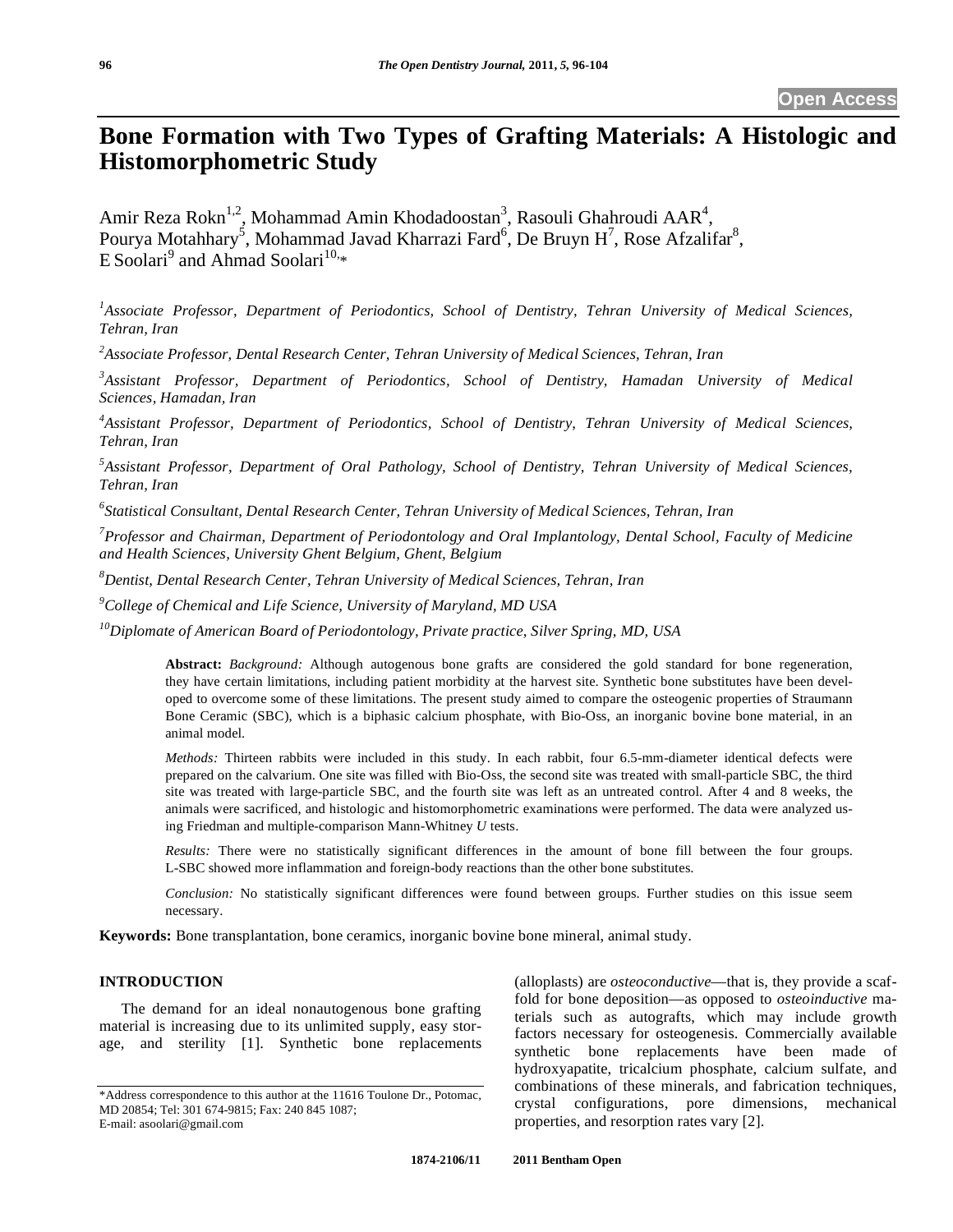Open Access

# Bone Formation with Two Types of Grafting Materials: A Histologic and Histomorphometric Study

Amir Reza Rokn[1,2], Mohammad Amin Khodadoostan[3], Rasouli Ghahroudi AAR[4], Pourya Motahhary[5], Mohammad Javad Kharrazi Fard[6], De Bruyn H[7], Rose Afzalifar[8], E Soolari[9] and Ahmad Soolari[10,*]

[1]*Associate Professor, Department of Periodontics, School of Dentistry, Tehran University of Medical Sciences, Tehran, Iran*

[2]*Associate Professor, Dental Research Center, Tehran University of Medical Sciences, Tehran, Iran*

[3]*Assistant Professor, Department of Periodontics, School of Dentistry, Hamadan University of Medical Sciences, Hamadan, Iran*

[4]*Assistant Professor, Department of Periodontics, School of Dentistry, Tehran University of Medical Sciences, Tehran, Iran*

[5]*Assistant Professor, Department of Oral Pathology, School of Dentistry, Tehran University of Medical Sciences, Tehran, Iran*

[6]*Statistical Consultant, Dental Research Center, Tehran University of Medical Sciences, Tehran, Iran*

[7]*Professor and Chairman, Department of Periodontology and Oral Implantology, Dental School, Faculty of Medicine and Health Sciences, University Ghent Belgium, Ghent, Belgium*

[8]*Dentist, Dental Research Center, Tehran University of Medical Sciences, Tehran, Iran*

[9]*College of Chemical and Life Science, University of Maryland, MD USA*

[10]*Diplomate of American Board of Periodontology, Private practice, Silver Spring, MD, USA*

**Abstract:** *Background:* Although autogenous bone grafts are considered the gold standard for bone regeneration, they have certain limitations, including patient morbidity at the harvest site. Synthetic bone substitutes have been developed to overcome some of these limitations. The present study aimed to compare the osteogenic properties of Straumann Bone Ceramic (SBC), which is a biphasic calcium phosphate, with Bio-Oss, an inorganic bovine bone material, in an animal model.

*Methods:* Thirteen rabbits were included in this study. In each rabbit, four 6.5-mm-diameter identical defects were prepared on the calvarium. One site was filled with Bio-Oss, the second site was treated with small-particle SBC, the third site was treated with large-particle SBC, and the fourth site was left as an untreated control. After 4 and 8 weeks, the animals were sacrificed, and histologic and histomorphometric examinations were performed. The data were analyzed using Friedman and multiple-comparison Mann-Whitney *U* tests.

*Results:* There were no statistically significant differences in the amount of bone fill between the four groups. L-SBC showed more inflammation and foreign-body reactions than the other bone substitutes.

*Conclusion:* No statistically significant differences were found between groups. Further studies on this issue seem necessary.

**Keywords:** Bone transplantation, bone ceramics, inorganic bovine bone mineral, animal study.

## INTRODUCTION

The demand for an ideal nonautogenous bone grafting material is increasing due to its unlimited supply, easy storage, and sterility [1]. Synthetic bone replacements (alloplasts) are *osteoconductive*—that is, they provide a scaffold for bone deposition—as opposed to *osteoinductive* materials such as autografts, which may include growth factors necessary for osteogenesis. Commercially available synthetic bone replacements have been made of hydroxyapatite, tricalcium phosphate, calcium sulfate, and combinations of these minerals, and fabrication techniques, crystal configurations, pore dimensions, mechanical properties, and resorption rates vary [2].

*Address correspondence to this author at the 11616 Toulone Dr., Potomac, MD 20854; Tel: 301 674-9815; Fax: 240 845 1087;
E-mail: asoolari@gmail.com

1874-2106/11 2011 Bentham Open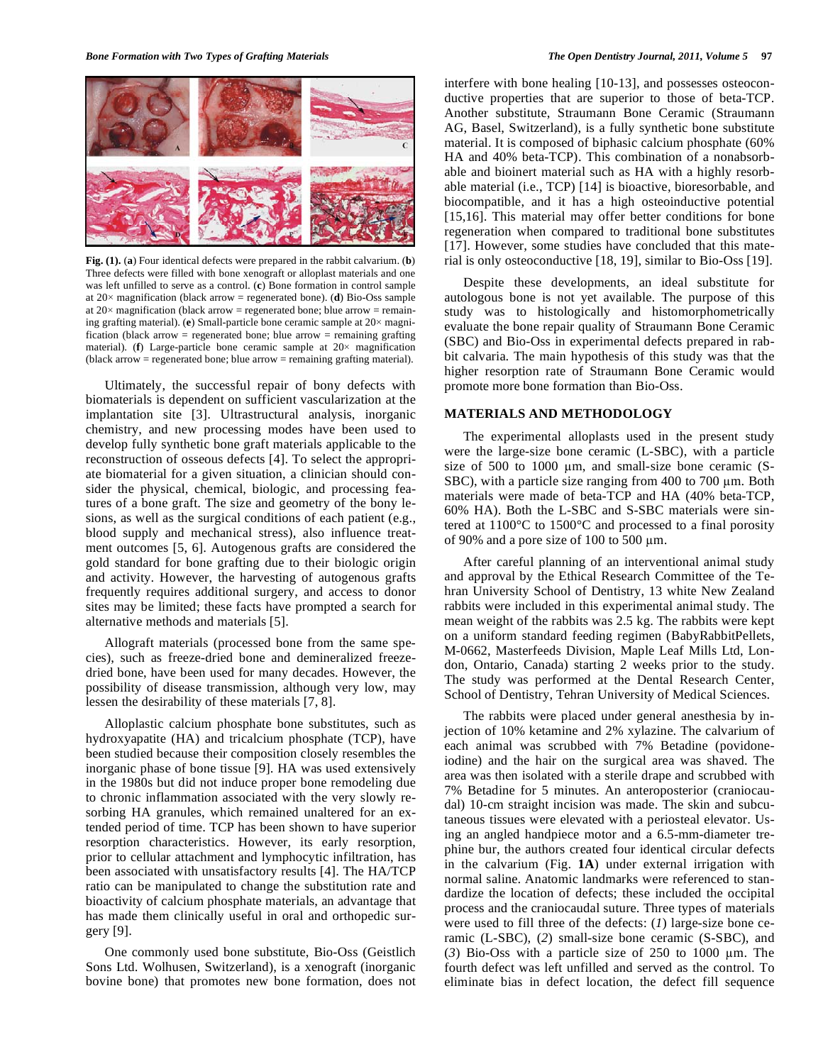**Fig. (1).** (**a**) Four identical defects were prepared in the rabbit calvarium. (**b**) Three defects were filled with bone xenograft or alloplast materials and one was left unfilled to serve as a control. (**c**) Bone formation in control sample at 20× magnification (black arrow = regenerated bone). (**d**) Bio-Oss sample at 20× magnification (black arrow = regenerated bone; blue arrow = remaining grafting material). (**e**) Small-particle bone ceramic sample at 20× magnification (black arrow = regenerated bone; blue arrow = remaining grafting material). (**f**) Large-particle bone ceramic sample at 20× magnification (black arrow = regenerated bone; blue arrow = remaining grafting material).

Ultimately, the successful repair of bony defects with biomaterials is dependent on sufficient vascularization at the implantation site [3]. Ultrastructural analysis, inorganic chemistry, and new processing modes have been used to develop fully synthetic bone graft materials applicable to the reconstruction of osseous defects [4]. To select the appropriate biomaterial for a given situation, a clinician should consider the physical, chemical, biologic, and processing features of a bone graft. The size and geometry of the bony lesions, as well as the surgical conditions of each patient (e.g., blood supply and mechanical stress), also influence treatment outcomes [5, 6]. Autogenous grafts are considered the gold standard for bone grafting due to their biologic origin and activity. However, the harvesting of autogenous grafts frequently requires additional surgery, and access to donor sites may be limited; these facts have prompted a search for alternative methods and materials [5].

Allograft materials (processed bone from the same species), such as freeze-dried bone and demineralized freeze-dried bone, have been used for many decades. However, the possibility of disease transmission, although very low, may lessen the desirability of these materials [7, 8].

Alloplastic calcium phosphate bone substitutes, such as hydroxyapatite (HA) and tricalcium phosphate (TCP), have been studied because their composition closely resembles the inorganic phase of bone tissue [9]. HA was used extensively in the 1980s but did not induce proper bone remodeling due to chronic inflammation associated with the very slowly resorbing HA granules, which remained unaltered for an extended period of time. TCP has been shown to have superior resorption characteristics. However, its early resorption, prior to cellular attachment and lymphocytic infiltration, has been associated with unsatisfactory results [4]. The HA/TCP ratio can be manipulated to change the substitution rate and bioactivity of calcium phosphate materials, an advantage that has made them clinically useful in oral and orthopedic surgery [9].

One commonly used bone substitute, Bio-Oss (Geistlich Sons Ltd. Wolhusen, Switzerland), is a xenograft (inorganic bovine bone) that promotes new bone formation, does not interfere with bone healing [10-13], and possesses osteoconductive properties that are superior to those of beta-TCP. Another substitute, Straumann Bone Ceramic (Straumann AG, Basel, Switzerland), is a fully synthetic bone substitute material. It is composed of biphasic calcium phosphate (60% HA and 40% beta-TCP). This combination of a nonabsorbable and bioinert material such as HA with a highly resorbable material (i.e., TCP) [14] is bioactive, bioresorbable, and biocompatible, and it has a high osteoinductive potential [15,16]. This material may offer better conditions for bone regeneration when compared to traditional bone substitutes [17]. However, some studies have concluded that this material is only osteoconductive [18, 19], similar to Bio-Oss [19].

Despite these developments, an ideal substitute for autologous bone is not yet available. The purpose of this study was to histologically and histomorphometrically evaluate the bone repair quality of Straumann Bone Ceramic (SBC) and Bio-Oss in experimental defects prepared in rabbit calvaria. The main hypothesis of this study was that the higher resorption rate of Straumann Bone Ceramic would promote more bone formation than Bio-Oss.

## MATERIALS AND METHODOLOGY

The experimental alloplasts used in the present study were the large-size bone ceramic (L-SBC), with a particle size of 500 to 1000 μm, and small-size bone ceramic (S-SBC), with a particle size ranging from 400 to 700 μm. Both materials were made of beta-TCP and HA (40% beta-TCP, 60% HA). Both the L-SBC and S-SBC materials were sintered at 1100°C to 1500°C and processed to a final porosity of 90% and a pore size of 100 to 500 μm.

After careful planning of an interventional animal study and approval by the Ethical Research Committee of the Tehran University School of Dentistry, 13 white New Zealand rabbits were included in this experimental animal study. The mean weight of the rabbits was 2.5 kg. The rabbits were kept on a uniform standard feeding regimen (BabyRabbitPellets, M-0662, Masterfeeds Division, Maple Leaf Mills Ltd, London, Ontario, Canada) starting 2 weeks prior to the study. The study was performed at the Dental Research Center, School of Dentistry, Tehran University of Medical Sciences.

The rabbits were placed under general anesthesia by injection of 10% ketamine and 2% xylazine. The calvarium of each animal was scrubbed with 7% Betadine (povidone-iodine) and the hair on the surgical area was shaved. The area was then isolated with a sterile drape and scrubbed with 7% Betadine for 5 minutes. An anteroposterior (craniocaudal) 10-cm straight incision was made. The skin and subcutaneous tissues were elevated with a periosteal elevator. Using an angled handpiece motor and a 6.5-mm-diameter trephine bur, the authors created four identical circular defects in the calvarium (Fig. **1A**) under external irrigation with normal saline. Anatomic landmarks were referenced to standardize the location of defects; these included the occipital process and the craniocaudal suture. Three types of materials were used to fill three of the defects: (*1*) large-size bone ceramic (L-SBC), (*2*) small-size bone ceramic (S-SBC), and (*3*) Bio-Oss with a particle size of 250 to 1000 μm. The fourth defect was left unfilled and served as the control. To eliminate bias in defect location, the defect fill sequence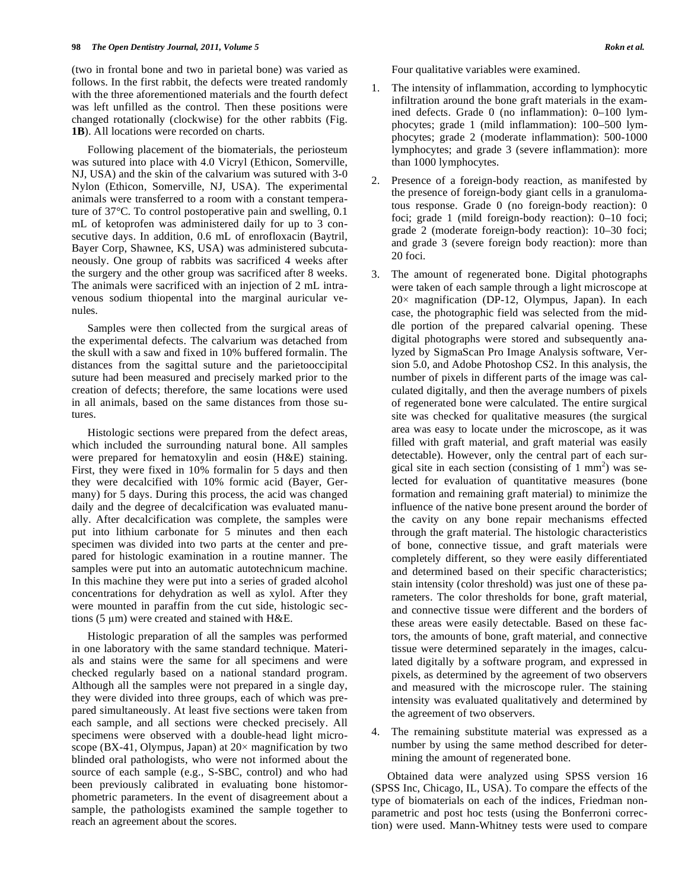(two in frontal bone and two in parietal bone) was varied as follows. In the first rabbit, the defects were treated randomly with the three aforementioned materials and the fourth defect was left unfilled as the control. Then these positions were changed rotationally (clockwise) for the other rabbits (Fig. **1B**). All locations were recorded on charts.

Following placement of the biomaterials, the periosteum was sutured into place with 4.0 Vicryl (Ethicon, Somerville, NJ, USA) and the skin of the calvarium was sutured with 3-0 Nylon (Ethicon, Somerville, NJ, USA). The experimental animals were transferred to a room with a constant temperature of 37°C. To control postoperative pain and swelling, 0.1 mL of ketoprofen was administered daily for up to 3 consecutive days. In addition, 0.6 mL of enrofloxacin (Baytril, Bayer Corp, Shawnee, KS, USA) was administered subcutaneously. One group of rabbits was sacrificed 4 weeks after the surgery and the other group was sacrificed after 8 weeks. The animals were sacrificed with an injection of 2 mL intravenous sodium thiopental into the marginal auricular venules.

Samples were then collected from the surgical areas of the experimental defects. The calvarium was detached from the skull with a saw and fixed in 10% buffered formalin. The distances from the sagittal suture and the parietooccipital suture had been measured and precisely marked prior to the creation of defects; therefore, the same locations were used in all animals, based on the same distances from those sutures.

Histologic sections were prepared from the defect areas, which included the surrounding natural bone. All samples were prepared for hematoxylin and eosin (H&E) staining. First, they were fixed in 10% formalin for 5 days and then they were decalcified with 10% formic acid (Bayer, Germany) for 5 days. During this process, the acid was changed daily and the degree of decalcification was evaluated manually. After decalcification was complete, the samples were put into lithium carbonate for 5 minutes and then each specimen was divided into two parts at the center and prepared for histologic examination in a routine manner. The samples were put into an automatic autotechnicum machine. In this machine they were put into a series of graded alcohol concentrations for dehydration as well as xylol. After they were mounted in paraffin from the cut side, histologic sections (5 µm) were created and stained with H&E.

Histologic preparation of all the samples was performed in one laboratory with the same standard technique. Materials and stains were the same for all specimens and were checked regularly based on a national standard program. Although all the samples were not prepared in a single day, they were divided into three groups, each of which was prepared simultaneously. At least five sections were taken from each sample, and all sections were checked precisely. All specimens were observed with a double-head light microscope (BX-41, Olympus, Japan) at 20× magnification by two blinded oral pathologists, who were not informed about the source of each sample (e.g., S-SBC, control) and who had been previously calibrated in evaluating bone histomorphometric parameters. In the event of disagreement about a sample, the pathologists examined the sample together to reach an agreement about the scores.

Four qualitative variables were examined.

1. The intensity of inflammation, according to lymphocytic infiltration around the bone graft materials in the examined defects. Grade 0 (no inflammation): 0–100 lymphocytes; grade 1 (mild inflammation): 100–500 lymphocytes; grade 2 (moderate inflammation): 500-1000 lymphocytes; and grade 3 (severe inflammation): more than 1000 lymphocytes.
2. Presence of a foreign-body reaction, as manifested by the presence of foreign-body giant cells in a granulomatous response. Grade 0 (no foreign-body reaction): 0 foci; grade 1 (mild foreign-body reaction): 0–10 foci; grade 2 (moderate foreign-body reaction): 10–30 foci; and grade 3 (severe foreign body reaction): more than 20 foci.
3. The amount of regenerated bone. Digital photographs were taken of each sample through a light microscope at 20× magnification (DP-12, Olympus, Japan). In each case, the photographic field was selected from the middle portion of the prepared calvarial opening. These digital photographs were stored and subsequently analyzed by SigmaScan Pro Image Analysis software, Version 5.0, and Adobe Photoshop CS2. In this analysis, the number of pixels in different parts of the image was calculated digitally, and then the average numbers of pixels of regenerated bone were calculated. The entire surgical site was checked for qualitative measures (the surgical area was easy to locate under the microscope, as it was filled with graft material, and graft material was easily detectable). However, only the central part of each surgical site in each section (consisting of 1 $mm^2$) was selected for evaluation of quantitative measures (bone formation and remaining graft material) to minimize the influence of the native bone present around the border of the cavity on any bone repair mechanisms effected through the graft material. The histologic characteristics of bone, connective tissue, and graft materials were completely different, so they were easily differentiated and determined based on their specific characteristics; stain intensity (color threshold) was just one of these parameters. The color thresholds for bone, graft material, and connective tissue were different and the borders of these areas were easily detectable. Based on these factors, the amounts of bone, graft material, and connective tissue were determined separately in the images, calculated digitally by a software program, and expressed in pixels, as determined by the agreement of two observers and measured with the microscope ruler. The staining intensity was evaluated qualitatively and determined by the agreement of two observers.
4. The remaining substitute material was expressed as a number by using the same method described for determining the amount of regenerated bone.

Obtained data were analyzed using SPSS version 16 (SPSS Inc, Chicago, IL, USA). To compare the effects of the type of biomaterials on each of the indices, Friedman nonparametric and post hoc tests (using the Bonferroni correction) were used. Mann-Whitney tests were used to compare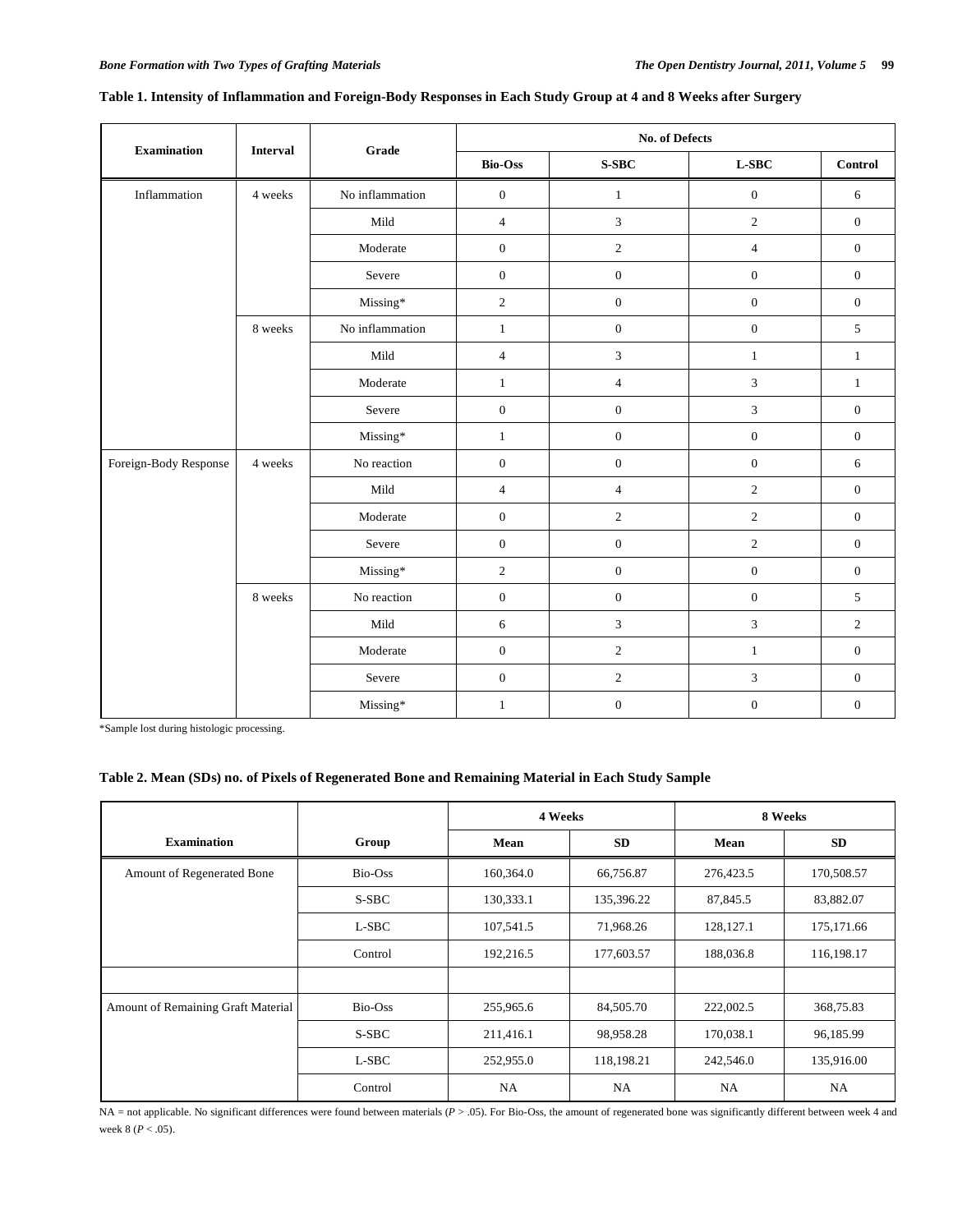**Table 1. Intensity of Inflammation and Foreign-Body Responses in Each Study Group at 4 and 8 Weeks after Surgery**

| Examination | Interval | Grade | No. of Defects | | | |
|---|---|---|---|---|---|---|
| | | | Bio-Oss | S-SBC | L-SBC | Control |
| Inflammation | 4 weeks | No inflammation | 0 | 1 | 0 | 6 |
| | | Mild | 4 | 3 | 2 | 0 |
| | | Moderate | 0 | 2 | 4 | 0 |
| | | Severe | 0 | 0 | 0 | 0 |
| | | Missing* | 2 | 0 | 0 | 0 |
| | 8 weeks | No inflammation | 1 | 0 | 0 | 5 |
| | | Mild | 4 | 3 | 1 | 1 |
| | | Moderate | 1 | 4 | 3 | 1 |
| | | Severe | 0 | 0 | 3 | 0 |
| | | Missing* | 1 | 0 | 0 | 0 |
| Foreign-Body Response | 4 weeks | No reaction | 0 | 0 | 0 | 6 |
| | | Mild | 4 | 4 | 2 | 0 |
| | | Moderate | 0 | 2 | 2 | 0 |
| | | Severe | 0 | 0 | 2 | 0 |
| | | Missing* | 2 | 0 | 0 | 0 |
| | 8 weeks | No reaction | 0 | 0 | 0 | 5 |
| | | Mild | 6 | 3 | 3 | 2 |
| | | Moderate | 0 | 2 | 1 | 0 |
| | | Severe | 0 | 2 | 3 | 0 |
| | | Missing* | 1 | 0 | 0 | 0 |

*Sample lost during histologic processing.

**Table 2. Mean (SDs) no. of Pixels of Regenerated Bone and Remaining Material in Each Study Sample**

| Examination | Group | 4 Weeks | | 8 Weeks | |
|---|---|---|---|---|---|
| | | Mean | SD | Mean | SD |
| Amount of Regenerated Bone | Bio-Oss | 160,364.0 | 66,756.87 | 276,423.5 | 170,508.57 |
| | S-SBC | 130,333.1 | 135,396.22 | 87,845.5 | 83,882.07 |
| | L-SBC | 107,541.5 | 71,968.26 | 128,127.1 | 175,171.66 |
| | Control | 192,216.5 | 177,603.57 | 188,036.8 | 116,198.17 |
| | | | | | |
| Amount of Remaining Graft Material | Bio-Oss | 255,965.6 | 84,505.70 | 222,002.5 | 368,75.83 |
| | S-SBC | 211,416.1 | 98,958.28 | 170,038.1 | 96,185.99 |
| | L-SBC | 252,955.0 | 118,198.21 | 242,546.0 | 135,916.00 |
| | Control | NA | NA | NA | NA |

NA = not applicable. No significant differences were found between materials ($P > .05$). For Bio-Oss, the amount of regenerated bone was significantly different between week 4 and week 8 ($P < .05$).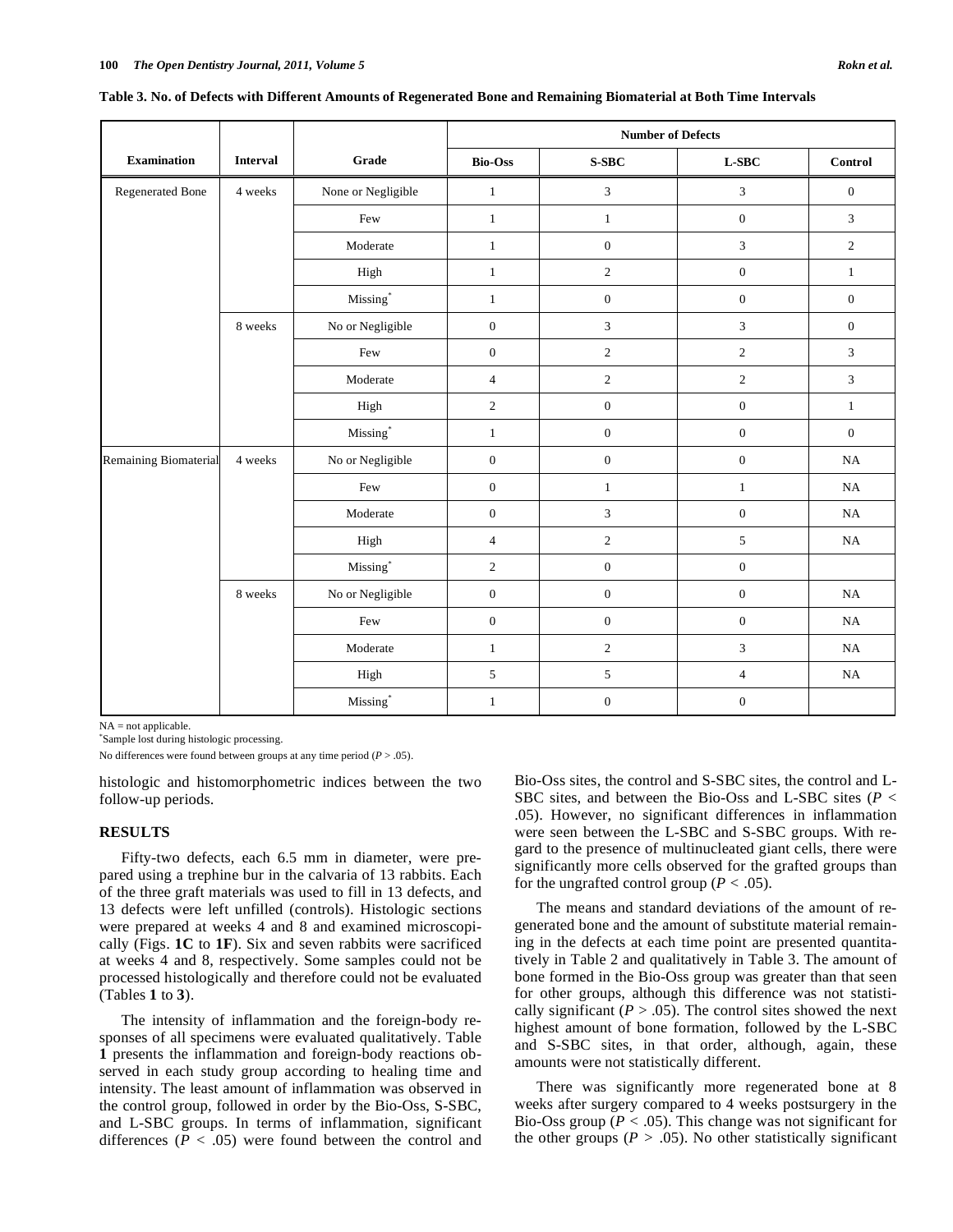**Table 3. No. of Defects with Different Amounts of Regenerated Bone and Remaining Biomaterial at Both Time Intervals**

| Examination | Interval | Grade | Number of Defects | | | |
|---|---|---|---|---|---|---|
| | | | Bio-Oss | S-SBC | L-SBC | Control |
| Regenerated Bone | 4 weeks | None or Negligible | 1 | 3 | 3 | 0 |
| | | Few | 1 | 1 | 0 | 3 |
| | | Moderate | 1 | 0 | 3 | 2 |
| | | High | 1 | 2 | 0 | 1 |
| | | Missing* | 1 | 0 | 0 | 0 |
| | 8 weeks | No or Negligible | 0 | 3 | 3 | 0 |
| | | Few | 0 | 2 | 2 | 3 |
| | | Moderate | 4 | 2 | 2 | 3 |
| | | High | 2 | 0 | 0 | 1 |
| | | Missing* | 1 | 0 | 0 | 0 |
| Remaining Biomaterial | 4 weeks | No or Negligible | 0 | 0 | 0 | NA |
| | | Few | 0 | 1 | 1 | NA |
| | | Moderate | 0 | 3 | 0 | NA |
| | | High | 4 | 2 | 5 | NA |
| | | Missing* | 2 | 0 | 0 | |
| | 8 weeks | No or Negligible | 0 | 0 | 0 | NA |
| | | Few | 0 | 0 | 0 | NA |
| | | Moderate | 1 | 2 | 3 | NA |
| | | High | 5 | 5 | 4 | NA |
| | | Missing* | 1 | 0 | 0 | |

NA = not applicable.
*Sample lost during histologic processing.
No differences were found between groups at any time period ($P > .05$).

histologic and histomorphometric indices between the two follow-up periods.

## RESULTS

Fifty-two defects, each 6.5 mm in diameter, were prepared using a trephine bur in the calvaria of 13 rabbits. Each of the three graft materials was used to fill in 13 defects, and 13 defects were left unfilled (controls). Histologic sections were prepared at weeks 4 and 8 and examined microscopically (Figs. **1C** to **1F**). Six and seven rabbits were sacrificed at weeks 4 and 8, respectively. Some samples could not be processed histologically and therefore could not be evaluated (Tables **1** to **3**).

The intensity of inflammation and the foreign-body responses of all specimens were evaluated qualitatively. Table **1** presents the inflammation and foreign-body reactions observed in each study group according to healing time and intensity. The least amount of inflammation was observed in the control group, followed in order by the Bio-Oss, S-SBC, and L-SBC groups. In terms of inflammation, significant differences ($P < .05$) were found between the control and Bio-Oss sites, the control and S-SBC sites, the control and L-SBC sites, and between the Bio-Oss and L-SBC sites ($P < .05$). However, no significant differences in inflammation were seen between the L-SBC and S-SBC groups. With regard to the presence of multinucleated giant cells, there were significantly more cells observed for the grafted groups than for the ungrafted control group ($P < .05$).

The means and standard deviations of the amount of regenerated bone and the amount of substitute material remaining in the defects at each time point are presented quantitatively in Table 2 and qualitatively in Table 3. The amount of bone formed in the Bio-Oss group was greater than that seen for other groups, although this difference was not statistically significant ($P > .05$). The control sites showed the next highest amount of bone formation, followed by the L-SBC and S-SBC sites, in that order, although, again, these amounts were not statistically different.

There was significantly more regenerated bone at 8 weeks after surgery compared to 4 weeks postsurgery in the Bio-Oss group ($P < .05$). This change was not significant for the other groups ($P > .05$). No other statistically significant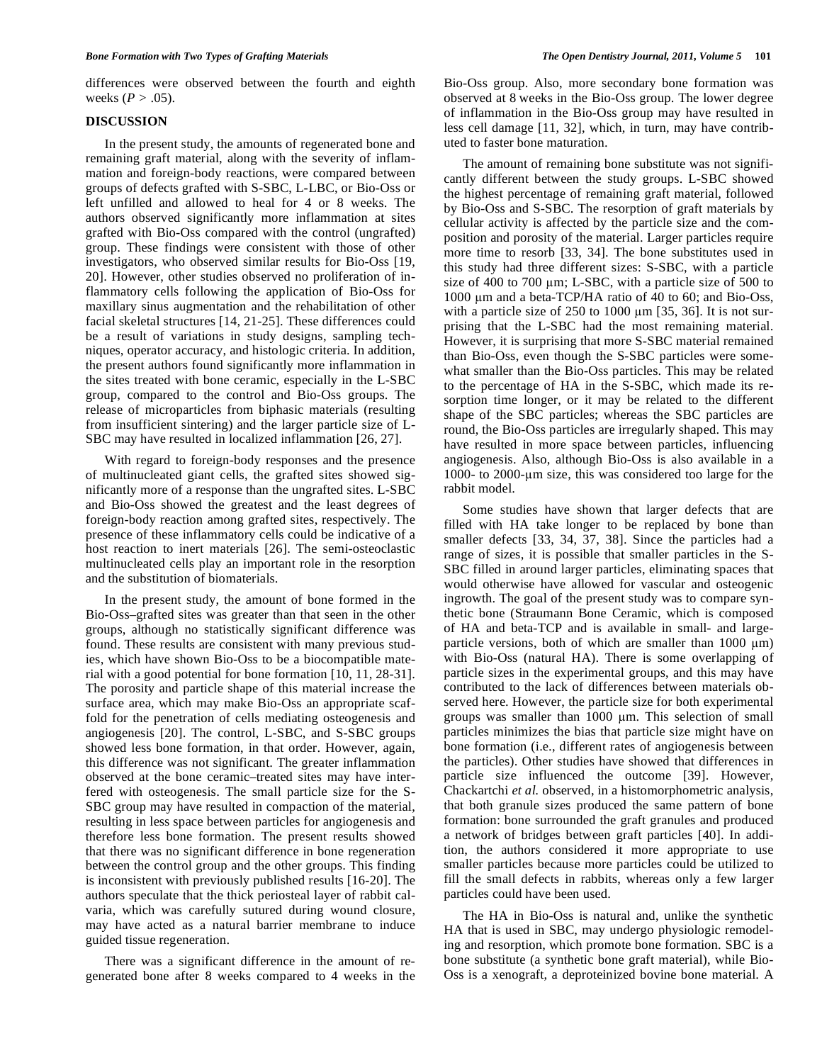differences were observed between the fourth and eighth weeks ($P > .05$).

## DISCUSSION

In the present study, the amounts of regenerated bone and remaining graft material, along with the severity of inflammation and foreign-body reactions, were compared between groups of defects grafted with S-SBC, L-LBC, or Bio-Oss or left unfilled and allowed to heal for 4 or 8 weeks. The authors observed significantly more inflammation at sites grafted with Bio-Oss compared with the control (ungrafted) group. These findings were consistent with those of other investigators, who observed similar results for Bio-Oss [19, 20]. However, other studies observed no proliferation of inflammatory cells following the application of Bio-Oss for maxillary sinus augmentation and the rehabilitation of other facial skeletal structures [14, 21-25]. These differences could be a result of variations in study designs, sampling techniques, operator accuracy, and histologic criteria. In addition, the present authors found significantly more inflammation in the sites treated with bone ceramic, especially in the L-SBC group, compared to the control and Bio-Oss groups. The release of microparticles from biphasic materials (resulting from insufficient sintering) and the larger particle size of L-SBC may have resulted in localized inflammation [26, 27].

With regard to foreign-body responses and the presence of multinucleated giant cells, the grafted sites showed significantly more of a response than the ungrafted sites. L-SBC and Bio-Oss showed the greatest and the least degrees of foreign-body reaction among grafted sites, respectively. The presence of these inflammatory cells could be indicative of a host reaction to inert materials [26]. The semi-osteoclastic multinucleated cells play an important role in the resorption and the substitution of biomaterials.

In the present study, the amount of bone formed in the Bio-Oss–grafted sites was greater than that seen in the other groups, although no statistically significant difference was found. These results are consistent with many previous studies, which have shown Bio-Oss to be a biocompatible material with a good potential for bone formation [10, 11, 28-31]. The porosity and particle shape of this material increase the surface area, which may make Bio-Oss an appropriate scaffold for the penetration of cells mediating osteogenesis and angiogenesis [20]. The control, L-SBC, and S-SBC groups showed less bone formation, in that order. However, again, this difference was not significant. The greater inflammation observed at the bone ceramic–treated sites may have interfered with osteogenesis. The small particle size for the S-SBC group may have resulted in compaction of the material, resulting in less space between particles for angiogenesis and therefore less bone formation. The present results showed that there was no significant difference in bone regeneration between the control group and the other groups. This finding is inconsistent with previously published results [16-20]. The authors speculate that the thick periosteal layer of rabbit calvaria, which was carefully sutured during wound closure, may have acted as a natural barrier membrane to induce guided tissue regeneration.

There was a significant difference in the amount of regenerated bone after 8 weeks compared to 4 weeks in the Bio-Oss group. Also, more secondary bone formation was observed at 8 weeks in the Bio-Oss group. The lower degree of inflammation in the Bio-Oss group may have resulted in less cell damage [11, 32], which, in turn, may have contributed to faster bone maturation.

The amount of remaining bone substitute was not significantly different between the study groups. L-SBC showed the highest percentage of remaining graft material, followed by Bio-Oss and S-SBC. The resorption of graft materials by cellular activity is affected by the particle size and the composition and porosity of the material. Larger particles require more time to resorb [33, 34]. The bone substitutes used in this study had three different sizes: S-SBC, with a particle size of 400 to 700 μm; L-SBC, with a particle size of 500 to 1000 μm and a beta-TCP/HA ratio of 40 to 60; and Bio-Oss, with a particle size of 250 to 1000 μm [35, 36]. It is not surprising that the L-SBC had the most remaining material. However, it is surprising that more S-SBC material remained than Bio-Oss, even though the S-SBC particles were somewhat smaller than the Bio-Oss particles. This may be related to the percentage of HA in the S-SBC, which made its resorption time longer, or it may be related to the different shape of the SBC particles; whereas the SBC particles are round, the Bio-Oss particles are irregularly shaped. This may have resulted in more space between particles, influencing angiogenesis. Also, although Bio-Oss is also available in a 1000- to 2000-μm size, this was considered too large for the rabbit model.

Some studies have shown that larger defects that are filled with HA take longer to be replaced by bone than smaller defects [33, 34, 37, 38]. Since the particles had a range of sizes, it is possible that smaller particles in the S-SBC filled in around larger particles, eliminating spaces that would otherwise have allowed for vascular and osteogenic ingrowth. The goal of the present study was to compare synthetic bone (Straumann Bone Ceramic, which is composed of HA and beta-TCP and is available in small- and large-particle versions, both of which are smaller than 1000 μm) with Bio-Oss (natural HA). There is some overlapping of particle sizes in the experimental groups, and this may have contributed to the lack of differences between materials observed here. However, the particle size for both experimental groups was smaller than 1000 μm. This selection of small particles minimizes the bias that particle size might have on bone formation (i.e., different rates of angiogenesis between the particles). Other studies have showed that differences in particle size influenced the outcome [39]. However, Chackartchi *et al.* observed, in a histomorphometric analysis, that both granule sizes produced the same pattern of bone formation: bone surrounded the graft granules and produced a network of bridges between graft particles [40]. In addition, the authors considered it more appropriate to use smaller particles because more particles could be utilized to fill the small defects in rabbits, whereas only a few larger particles could have been used.

The HA in Bio-Oss is natural and, unlike the synthetic HA that is used in SBC, may undergo physiologic remodeling and resorption, which promote bone formation. SBC is a bone substitute (a synthetic bone graft material), while Bio-Oss is a xenograft, a deproteinized bovine bone material. A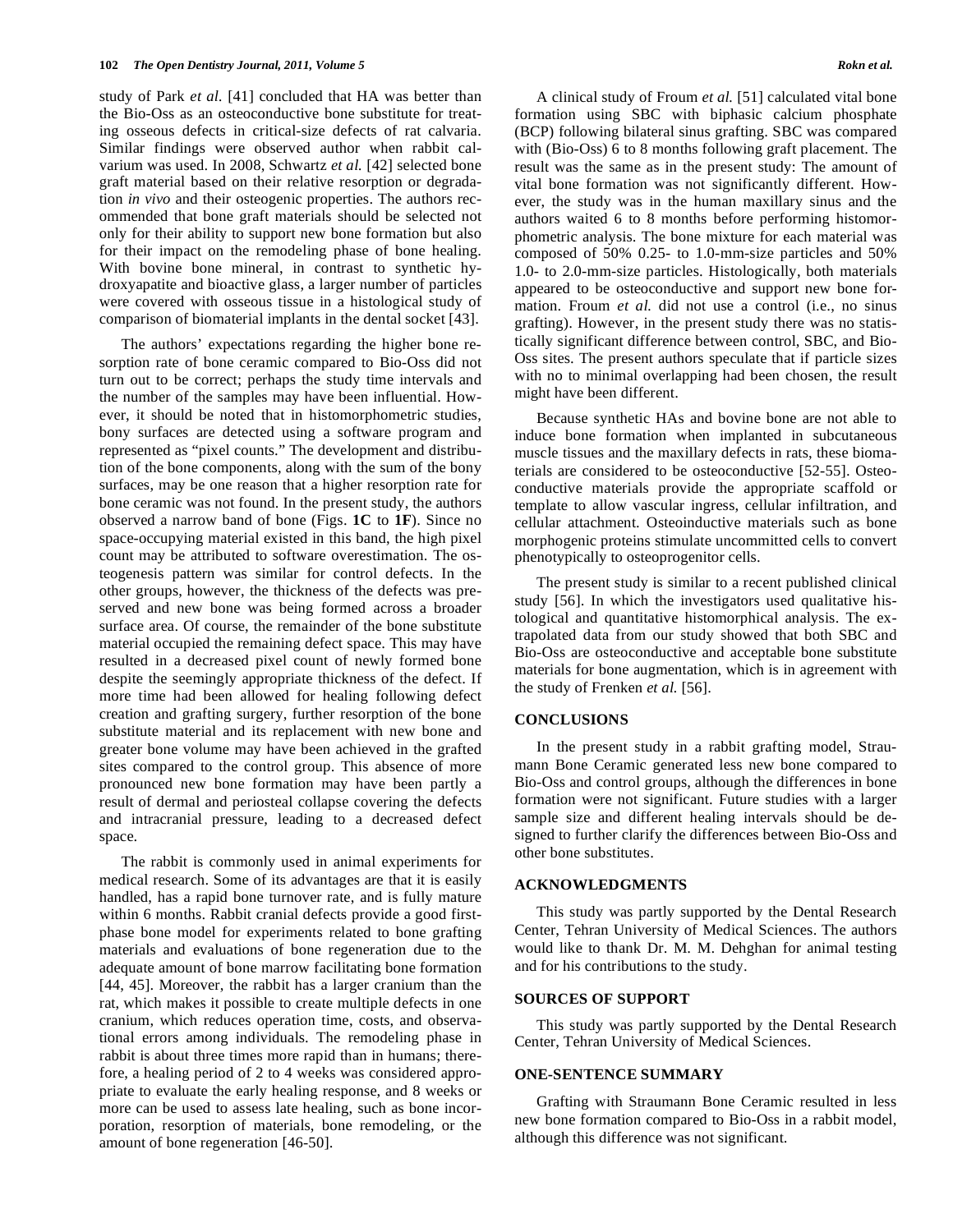study of Park *et al.* [41] concluded that HA was better than the Bio-Oss as an osteoconductive bone substitute for treating osseous defects in critical-size defects of rat calvaria. Similar findings were observed author when rabbit calvarium was used. In 2008, Schwartz *et al.* [42] selected bone graft material based on their relative resorption or degradation *in vivo* and their osteogenic properties. The authors recommended that bone graft materials should be selected not only for their ability to support new bone formation but also for their impact on the remodeling phase of bone healing. With bovine bone mineral, in contrast to synthetic hydroxyapatite and bioactive glass, a larger number of particles were covered with osseous tissue in a histological study of comparison of biomaterial implants in the dental socket [43].

The authors' expectations regarding the higher bone resorption rate of bone ceramic compared to Bio-Oss did not turn out to be correct; perhaps the study time intervals and the number of the samples may have been influential. However, it should be noted that in histomorphometric studies, bony surfaces are detected using a software program and represented as "pixel counts." The development and distribution of the bone components, along with the sum of the bony surfaces, may be one reason that a higher resorption rate for bone ceramic was not found. In the present study, the authors observed a narrow band of bone (Figs. **1C** to **1F**). Since no space-occupying material existed in this band, the high pixel count may be attributed to software overestimation. The osteogenesis pattern was similar for control defects. In the other groups, however, the thickness of the defects was preserved and new bone was being formed across a broader surface area. Of course, the remainder of the bone substitute material occupied the remaining defect space. This may have resulted in a decreased pixel count of newly formed bone despite the seemingly appropriate thickness of the defect. If more time had been allowed for healing following defect creation and grafting surgery, further resorption of the bone substitute material and its replacement with new bone and greater bone volume may have been achieved in the grafted sites compared to the control group. This absence of more pronounced new bone formation may have been partly a result of dermal and periosteal collapse covering the defects and intracranial pressure, leading to a decreased defect space.

The rabbit is commonly used in animal experiments for medical research. Some of its advantages are that it is easily handled, has a rapid bone turnover rate, and is fully mature within 6 months. Rabbit cranial defects provide a good first-phase bone model for experiments related to bone grafting materials and evaluations of bone regeneration due to the adequate amount of bone marrow facilitating bone formation [44, 45]. Moreover, the rabbit has a larger cranium than the rat, which makes it possible to create multiple defects in one cranium, which reduces operation time, costs, and observational errors among individuals. The remodeling phase in rabbit is about three times more rapid than in humans; therefore, a healing period of 2 to 4 weeks was considered appropriate to evaluate the early healing response, and 8 weeks or more can be used to assess late healing, such as bone incorporation, resorption of materials, bone remodeling, or the amount of bone regeneration [46-50].

A clinical study of Froum *et al.* [51] calculated vital bone formation using SBC with biphasic calcium phosphate (BCP) following bilateral sinus grafting. SBC was compared with (Bio-Oss) 6 to 8 months following graft placement. The result was the same as in the present study: The amount of vital bone formation was not significantly different. However, the study was in the human maxillary sinus and the authors waited 6 to 8 months before performing histomorphometric analysis. The bone mixture for each material was composed of 50% 0.25- to 1.0-mm-size particles and 50% 1.0- to 2.0-mm-size particles. Histologically, both materials appeared to be osteoconductive and support new bone formation. Froum *et al.* did not use a control (i.e., no sinus grafting). However, in the present study there was no statistically significant difference between control, SBC, and Bio-Oss sites. The present authors speculate that if particle sizes with no to minimal overlapping had been chosen, the result might have been different.

Because synthetic HAs and bovine bone are not able to induce bone formation when implanted in subcutaneous muscle tissues and the maxillary defects in rats, these biomaterials are considered to be osteoconductive [52-55]. Osteoconductive materials provide the appropriate scaffold or template to allow vascular ingress, cellular infiltration, and cellular attachment. Osteoinductive materials such as bone morphogenic proteins stimulate uncommitted cells to convert phenotypically to osteoprogenitor cells.

The present study is similar to a recent published clinical study [56]. In which the investigators used qualitative histological and quantitative histomorphical analysis. The extrapolated data from our study showed that both SBC and Bio-Oss are osteoconductive and acceptable bone substitute materials for bone augmentation, which is in agreement with the study of Frenken *et al.* [56].

## CONCLUSIONS

In the present study in a rabbit grafting model, Straumann Bone Ceramic generated less new bone compared to Bio-Oss and control groups, although the differences in bone formation were not significant. Future studies with a larger sample size and different healing intervals should be designed to further clarify the differences between Bio-Oss and other bone substitutes.

## ACKNOWLEDGMENTS

This study was partly supported by the Dental Research Center, Tehran University of Medical Sciences. The authors would like to thank Dr. M. M. Dehghan for animal testing and for his contributions to the study.

## SOURCES OF SUPPORT

This study was partly supported by the Dental Research Center, Tehran University of Medical Sciences.

## ONE-SENTENCE SUMMARY

Grafting with Straumann Bone Ceramic resulted in less new bone formation compared to Bio-Oss in a rabbit model, although this difference was not significant.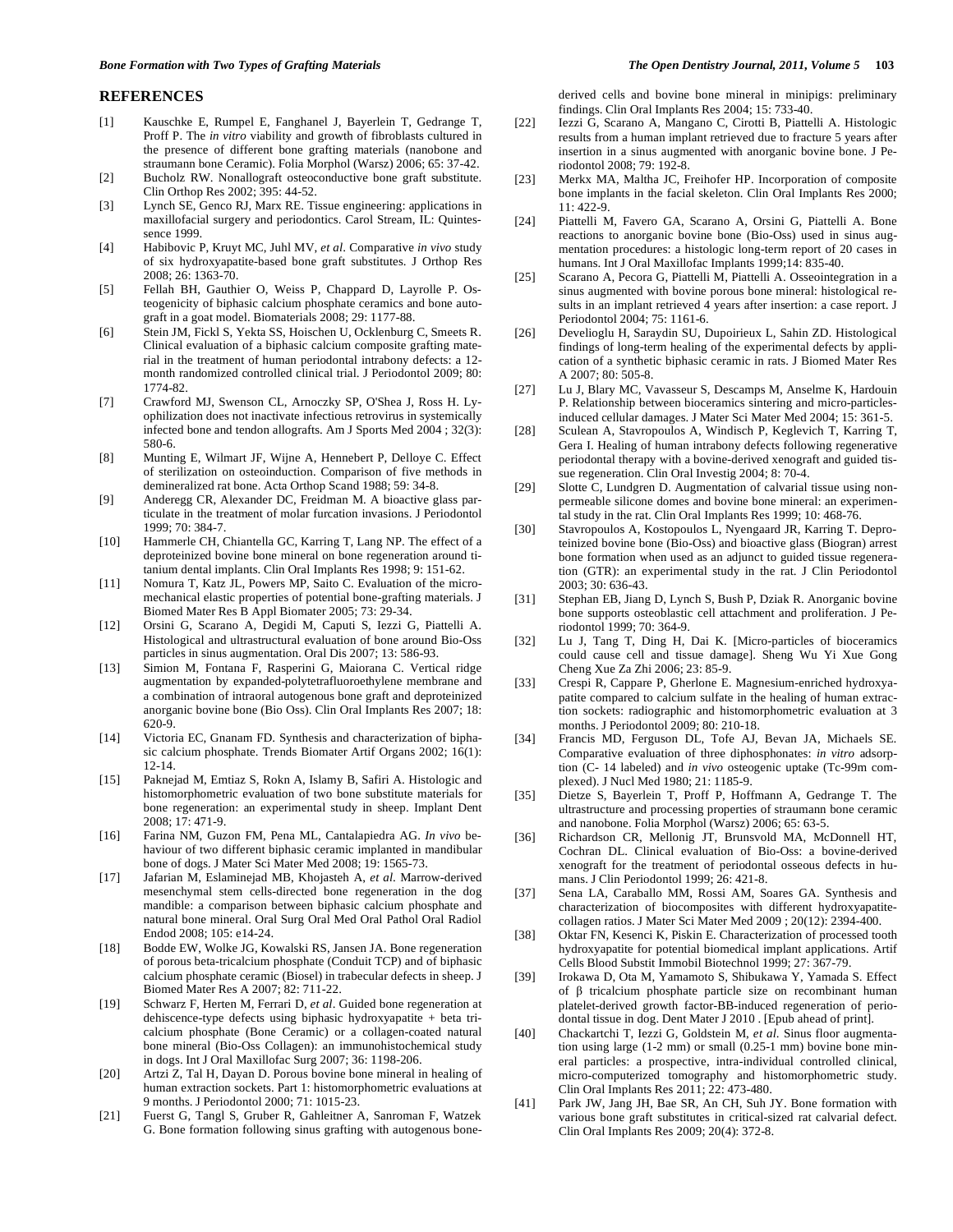## REFERENCES

[1] Kauschke E, Rumpel E, Fanghanel J, Bayerlein T, Gedrange T, Proff P. The *in vitro* viability and growth of fibroblasts cultured in the presence of different bone grafting materials (nanobone and straumann bone Ceramic). Folia Morphol (Warsz) 2006; 65: 37-42.

[2] Bucholz RW. Nonallograft osteoconductive bone graft substitute. Clin Orthop Res 2002; 395: 44-52.

[3] Lynch SE, Genco RJ, Marx RE. Tissue engineering: applications in maxillofacial surgery and periodontics. Carol Stream, IL: Quintessence 1999.

[4] Habibovic P, Kruyt MC, Juhl MV, *et al*. Comparative *in vivo* study of six hydroxyapatite-based bone graft substitutes. J Orthop Res 2008; 26: 1363-70.

[5] Fellah BH, Gauthier O, Weiss P, Chappard D, Layrolle P. Osteogenicity of biphasic calcium phosphate ceramics and bone autograft in a goat model. Biomaterials 2008; 29: 1177-88.

[6] Stein JM, Fickl S, Yekta SS, Hoischen U, Ocklenburg C, Smeets R. Clinical evaluation of a biphasic calcium composite grafting material in the treatment of human periodontal intrabony defects: a 12-month randomized controlled clinical trial. J Periodontol 2009; 80: 1774-82.

[7] Crawford MJ, Swenson CL, Arnoczky SP, O'Shea J, Ross H. Lyophilization does not inactivate infectious retrovirus in systemically infected bone and tendon allografts. Am J Sports Med 2004 ; 32(3): 580-6.

[8] Munting E, Wilmart JF, Wijne A, Hennebert P, Delloye C. Effect of sterilization on osteoinduction. Comparison of five methods in demineralized rat bone. Acta Orthop Scand 1988; 59: 34-8.

[9] Anderegg CR, Alexander DC, Freidman M. A bioactive glass particulate in the treatment of molar furcation invasions. J Periodontol 1999; 70: 384-7.

[10] Hammerle CH, Chiantella GC, Karring T, Lang NP. The effect of a deproteinized bovine bone mineral on bone regeneration around titanium dental implants. Clin Oral Implants Res 1998; 9: 151-62.

[11] Nomura T, Katz JL, Powers MP, Saito C. Evaluation of the micromechanical elastic properties of potential bone-grafting materials. J Biomed Mater Res B Appl Biomater 2005; 73: 29-34.

[12] Orsini G, Scarano A, Degidi M, Caputi S, Iezzi G, Piattelli A. Histological and ultrastructural evaluation of bone around Bio-Oss particles in sinus augmentation. Oral Dis 2007; 13: 586-93.

[13] Simion M, Fontana F, Rasperini G, Maiorana C. Vertical ridge augmentation by expanded-polytetrafluoroethylene membrane and a combination of intraoral autogenous bone graft and deproteinized anorganic bovine bone (Bio Oss). Clin Oral Implants Res 2007; 18: 620-9.

[14] Victoria EC, Gnanam FD. Synthesis and characterization of biphasic calcium phosphate. Trends Biomater Artif Organs 2002; 16(1): 12-14.

[15] Paknejad M, Emtiaz S, Rokn A, Islamy B, Safiri A. Histologic and histomorphometric evaluation of two bone substitute materials for bone regeneration: an experimental study in sheep. Implant Dent 2008; 17: 471-9.

[16] Farina NM, Guzon FM, Pena ML, Cantalapiedra AG. *In vivo* behaviour of two different biphasic ceramic implanted in mandibular bone of dogs. J Mater Sci Mater Med 2008; 19: 1565-73.

[17] Jafarian M, Eslaminejad MB, Khojasteh A, *et al.* Marrow-derived mesenchymal stem cells-directed bone regeneration in the dog mandible: a comparison between biphasic calcium phosphate and natural bone mineral. Oral Surg Oral Med Oral Pathol Oral Radiol Endod 2008; 105: e14-24.

[18] Bodde EW, Wolke JG, Kowalski RS, Jansen JA. Bone regeneration of porous beta-tricalcium phosphate (Conduit TCP) and of biphasic calcium phosphate ceramic (Biosel) in trabecular defects in sheep. J Biomed Mater Res A 2007; 82: 711-22.

[19] Schwarz F, Herten M, Ferrari D, *et al*. Guided bone regeneration at dehiscence-type defects using biphasic hydroxyapatite + beta tricalcium phosphate (Bone Ceramic) or a collagen-coated natural bone mineral (Bio-Oss Collagen): an immunohistochemical study in dogs. Int J Oral Maxillofac Surg 2007; 36: 1198-206.

[20] Artzi Z, Tal H, Dayan D. Porous bovine bone mineral in healing of human extraction sockets. Part 1: histomorphometric evaluations at 9 months. J Periodontol 2000; 71: 1015-23.

[21] Fuerst G, Tangl S, Gruber R, Gahleitner A, Sanroman F, Watzek G. Bone formation following sinus grafting with autogenous bone-derived cells and bovine bone mineral in minipigs: preliminary findings. Clin Oral Implants Res 2004; 15: 733-40.

[22] Iezzi G, Scarano A, Mangano C, Cirotti B, Piattelli A. Histologic results from a human implant retrieved due to fracture 5 years after insertion in a sinus augmented with anorganic bovine bone. J Periodontol 2008; 79: 192-8.

[23] Merkx MA, Maltha JC, Freihofer HP. Incorporation of composite bone implants in the facial skeleton. Clin Oral Implants Res 2000; 11: 422-9.

[24] Piattelli M, Favero GA, Scarano A, Orsini G, Piattelli A. Bone reactions to anorganic bovine bone (Bio-Oss) used in sinus augmentation procedures: a histologic long-term report of 20 cases in humans. Int J Oral Maxillofac Implants 1999;14: 835-40.

[25] Scarano A, Pecora G, Piattelli M, Piattelli A. Osseointegration in a sinus augmented with bovine porous bone mineral: histological results in an implant retrieved 4 years after insertion: a case report. J Periodontol 2004; 75: 1161-6.

[26] Develioglu H, Saraydin SU, Dupoirieux L, Sahin ZD. Histological findings of long-term healing of the experimental defects by application of a synthetic biphasic ceramic in rats. J Biomed Mater Res A 2007; 80: 505-8.

[27] Lu J, Blary MC, Vavasseur S, Descamps M, Anselme K, Hardouin P. Relationship between bioceramics sintering and micro-particles-induced cellular damages. J Mater Sci Mater Med 2004; 15: 361-5.

[28] Sculean A, Stavropoulos A, Windisch P, Keglevich T, Karring T, Gera I. Healing of human intrabony defects following regenerative periodontal therapy with a bovine-derived xenograft and guided tissue regeneration. Clin Oral Investig 2004; 8: 70-4.

[29] Slotte C, Lundgren D. Augmentation of calvarial tissue using non-permeable silicone domes and bovine bone mineral: an experimental study in the rat. Clin Oral Implants Res 1999; 10: 468-76.

[30] Stavropoulos A, Kostopoulos L, Nyengaard JR, Karring T. Deproteinized bovine bone (Bio-Oss) and bioactive glass (Biogran) arrest bone formation when used as an adjunct to guided tissue regeneration (GTR): an experimental study in the rat. J Clin Periodontol 2003; 30: 636-43.

[31] Stephan EB, Jiang D, Lynch S, Bush P, Dziak R. Anorganic bovine bone supports osteoblastic cell attachment and proliferation. J Periodontol 1999; 70: 364-9.

[32] Lu J, Tang T, Ding H, Dai K. [Micro-particles of bioceramics could cause cell and tissue damage]. Sheng Wu Yi Xue Gong Cheng Xue Za Zhi 2006; 23: 85-9.

[33] Crespi R, Cappare P, Gherlone E. Magnesium-enriched hydroxyapatite compared to calcium sulfate in the healing of human extraction sockets: radiographic and histomorphometric evaluation at 3 months. J Periodontol 2009; 80: 210-18.

[34] Francis MD, Ferguson DL, Tofe AJ, Bevan JA, Michaels SE. Comparative evaluation of three diphosphonates: *in vitro* adsorption (C- 14 labeled) and *in vivo* osteogenic uptake (Tc-99m complexed). J Nucl Med 1980; 21: 1185-9.

[35] Dietze S, Bayerlein T, Proff P, Hoffmann A, Gedrange T. The ultrastructure and processing properties of straumann bone ceramic and nanobone. Folia Morphol (Warsz) 2006; 65: 63-5.

[36] Richardson CR, Mellonig JT, Brunsvold MA, McDonnell HT, Cochran DL. Clinical evaluation of Bio-Oss: a bovine-derived xenograft for the treatment of periodontal osseous defects in humans. J Clin Periodontol 1999; 26: 421-8.

[37] Sena LA, Caraballo MM, Rossi AM, Soares GA. Synthesis and characterization of biocomposites with different hydroxyapatite-collagen ratios. J Mater Sci Mater Med 2009 ; 20(12): 2394-400.

[38] Oktar FN, Kesenci K, Piskin E. Characterization of processed tooth hydroxyapatite for potential biomedical implant applications. Artif Cells Blood Substit Immobil Biotechnol 1999; 27: 367-79.

[39] Irokawa D, Ota M, Yamamoto S, Shibukawa Y, Yamada S. Effect of β tricalcium phosphate particle size on recombinant human platelet-derived growth factor-BB-induced regeneration of periodontal tissue in dog. Dent Mater J 2010 . [Epub ahead of print].

[40] Chackartchi T, Iezzi G, Goldstein M, *et al.* Sinus floor augmentation using large (1-2 mm) or small (0.25-1 mm) bovine bone mineral particles: a prospective, intra-individual controlled clinical, micro-computerized tomography and histomorphometric study. Clin Oral Implants Res 2011; 22: 473-480.

[41] Park JW, Jang JH, Bae SR, An CH, Suh JY. Bone formation with various bone graft substitutes in critical-sized rat calvarial defect. Clin Oral Implants Res 2009; 20(4): 372-8.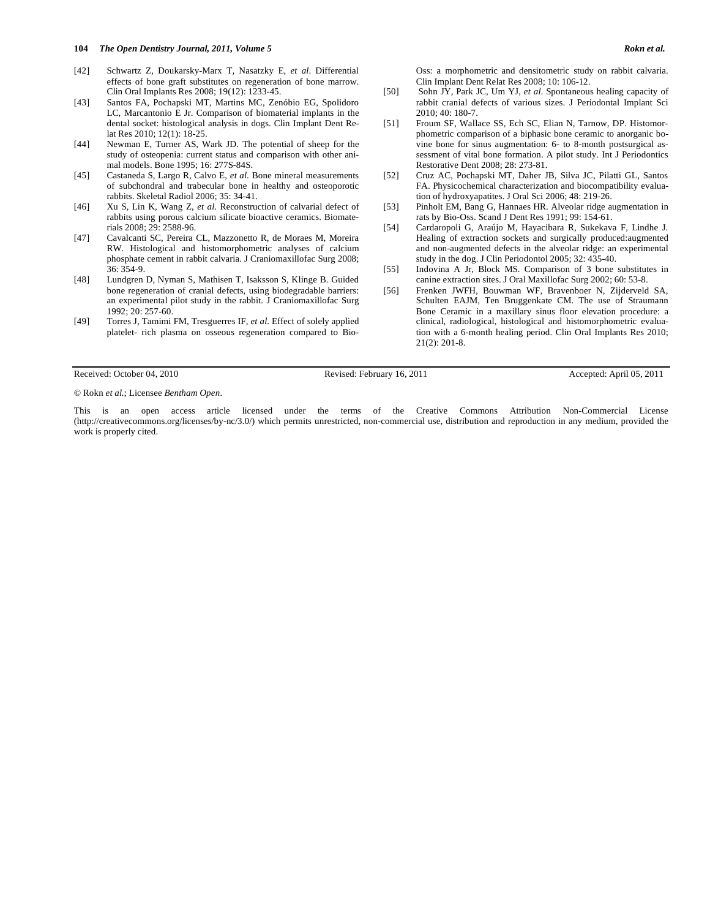[42] Schwartz Z, Doukarsky-Marx T, Nasatzky E, *et al*. Differential effects of bone graft substitutes on regeneration of bone marrow. Clin Oral Implants Res 2008; 19(12): 1233-45.

[43] Santos FA, Pochapski MT, Martins MC, Zenóbio EG, Spolidoro LC, Marcantonio E Jr. Comparison of biomaterial implants in the dental socket: histological analysis in dogs. Clin Implant Dent Relat Res 2010; 12(1): 18-25.

[44] Newman E, Turner AS, Wark JD. The potential of sheep for the study of osteopenia: current status and comparison with other animal models. Bone 1995; 16: 277S-84S.

[45] Castaneda S, Largo R, Calvo E, *et al*. Bone mineral measurements of subchondral and trabecular bone in healthy and osteoporotic rabbits. Skeletal Radiol 2006; 35: 34-41.

[46] Xu S, Lin K, Wang Z, *et al*. Reconstruction of calvarial defect of rabbits using porous calcium silicate bioactive ceramics. Biomaterials 2008; 29: 2588-96.

[47] Cavalcanti SC, Pereira CL, Mazzonetto R, de Moraes M, Moreira RW. Histological and histomorphometric analyses of calcium phosphate cement in rabbit calvaria. J Craniomaxillofac Surg 2008; 36: 354-9.

[48] Lundgren D, Nyman S, Mathisen T, Isaksson S, Klinge B. Guided bone regeneration of cranial defects, using biodegradable barriers: an experimental pilot study in the rabbit. J Craniomaxillofac Surg 1992; 20: 257-60.

[49] Torres J, Tamimi FM, Tresguerres IF, *et al*. Effect of solely applied platelet- rich plasma on osseous regeneration compared to Bio-Oss: a morphometric and densitometric study on rabbit calvaria. Clin Implant Dent Relat Res 2008; 10: 106-12.

[50] Sohn JY, Park JC, Um YJ, *et al*. Spontaneous healing capacity of rabbit cranial defects of various sizes. J Periodontal Implant Sci 2010; 40: 180-7.

[51] Froum SF, Wallace SS, Ech SC, Elian N, Tarnow, DP. Histomorphometric comparison of a biphasic bone ceramic to anorganic bovine bone for sinus augmentation: 6- to 8-month postsurgical assessment of vital bone formation. A pilot study. Int J Periodontics Restorative Dent 2008; 28: 273-81.

[52] Cruz AC, Pochapski MT, Daher JB, Silva JC, Pilatti GL, Santos FA. Physicochemical characterization and biocompatibility evaluation of hydroxyapatites. J Oral Sci 2006; 48: 219-26.

[53] Pinholt EM, Bang G, Hannaes HR. Alveolar ridge augmentation in rats by Bio-Oss. Scand J Dent Res 1991; 99: 154-61.

[54] Cardaropoli G, Araújo M, Hayacibara R, Sukekava F, Lindhe J. Healing of extraction sockets and surgically produced:augmented and non-augmented defects in the alveolar ridge: an experimental study in the dog. J Clin Periodontol 2005; 32: 435-40.

[55] Indovina A Jr, Block MS. Comparison of 3 bone substitutes in canine extraction sites. J Oral Maxillofac Surg 2002; 60: 53-8.

[56] Frenken JWFH, Bouwman WF, Bravenboer N, Zijderveld SA, Schulten EAJM, Ten Bruggenkate CM. The use of Straumann Bone Ceramic in a maxillary sinus floor elevation procedure: a clinical, radiological, histological and histomorphometric evaluation with a 6-month healing period. Clin Oral Implants Res 2010; 21(2): 201-8.

Received: October 04, 2010 Revised: February 16, 2011 Accepted: April 05, 2011

© Rokn *et al*.; Licensee *Bentham Open*.

This is an open access article licensed under the terms of the Creative Commons Attribution Non-Commercial License (http://creativecommons.org/licenses/by-nc/3.0/) which permits unrestricted, non-commercial use, distribution and reproduction in any medium, provided the work is properly cited.